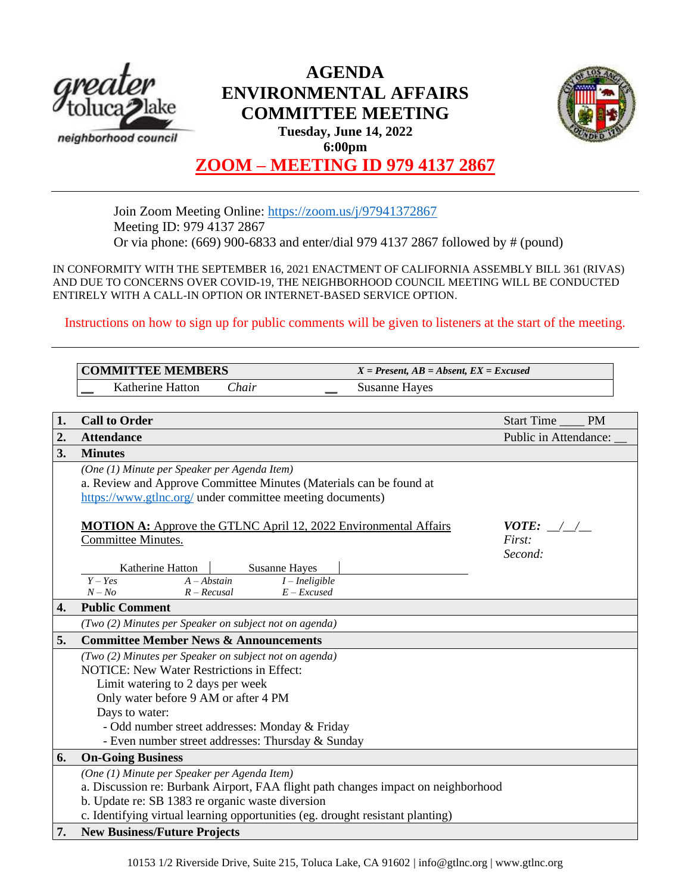# AGENDA
# ENVIRONMENTAL AFFAIRS COMMITTEE MEETING

**Tuesday, June 14, 2022**
**6:00pm**

## ZOOM – MEETING ID 979 4137 2867

Join Zoom Meeting Online: https://zoom.us/j/97941372867
Meeting ID: 979 4137 2867
Or via phone: (669) 900-6833 and enter/dial 979 4137 2867 followed by # (pound)

IN CONFORMITY WITH THE SEPTEMBER 16, 2021 ENACTMENT OF CALIFORNIA ASSEMBLY BILL 361 (RIVAS) AND DUE TO CONCERNS OVER COVID-19, THE NEIGHBORHOOD COUNCIL MEETING WILL BE CONDUCTED ENTIRELY WITH A CALL-IN OPTION OR INTERNET-BASED SERVICE OPTION.

Instructions on how to sign up for public comments will be given to listeners at the start of the meeting.

| COMMITTEE MEMBERS | | | *X = Present, AB = Absent, EX = Excused* |
|---|---|---|---|
| __ | Katherine Hatton *Chair* | __ | Susanne Hayes |

**1. Call to Order** — Start Time ____ PM

**2. Attendance** — Public in Attendance: __

**3. Minutes**

*(One (1) Minute per Speaker per Agenda Item)*

a. Review and Approve Committee Minutes (Materials can be found at https://www.gtlnc.org/ under committee meeting documents)

**MOTION A:** Approve the GTLNC April 12, 2022 Environmental Affairs Committee Minutes.

***VOTE:*** __/__/__
*First:*
*Second:*

| Katherine Hatton | Susanne Hayes |
|---|---|
| | |

*Y – Yes* *A – Abstain* *I – Ineligible*
*N – No* *R – Recusal* *E – Excused*

**4. Public Comment**

*(Two (2) Minutes per Speaker on subject not on agenda)*

**5. Committee Member News & Announcements**

*(Two (2) Minutes per Speaker on subject not on agenda)*

NOTICE: New Water Restrictions in Effect:

- Limit watering to 2 days per week
- Only water before 9 AM or after 4 PM
- Days to water:
  - Odd number street addresses: Monday & Friday
  - Even number street addresses: Thursday & Sunday

**6. On-Going Business**

*(One (1) Minute per Speaker per Agenda Item)*

a. Discussion re: Burbank Airport, FAA flight path changes impact on neighborhood
b. Update re: SB 1383 re organic waste diversion
c. Identifying virtual learning opportunities (eg. drought resistant planting)

**7. New Business/Future Projects**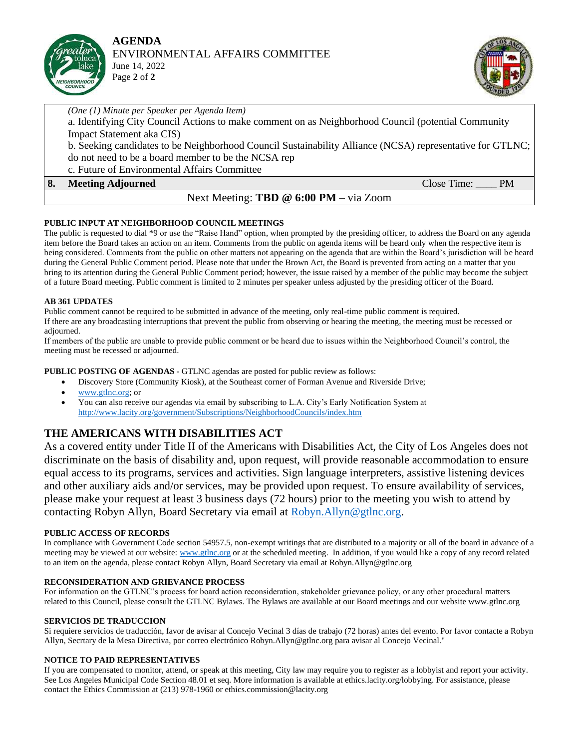*(One (1) Minute per Speaker per Agenda Item)*

a. Identifying City Council Actions to make comment on as Neighborhood Council (potential Community Impact Statement aka CIS)

b. Seeking candidates to be Neighborhood Council Sustainability Alliance (NCSA) representative for GTLNC; do not need to be a board member to be the NCSA rep

c. Future of Environmental Affairs Committee

| | | |
|---|---|---|
| **8.** | **Meeting Adjourned** | Close Time: ____ PM |

Next Meeting: **TBD @ 6:00 PM** – via Zoom

**PUBLIC INPUT AT NEIGHBORHOOD COUNCIL MEETINGS**

The public is requested to dial *9 or use the "Raise Hand" option, when prompted by the presiding officer, to address the Board on any agenda item before the Board takes an action on an item. Comments from the public on agenda items will be heard only when the respective item is being considered. Comments from the public on other matters not appearing on the agenda that are within the Board's jurisdiction will be heard during the General Public Comment period. Please note that under the Brown Act, the Board is prevented from acting on a matter that you bring to its attention during the General Public Comment period; however, the issue raised by a member of the public may become the subject of a future Board meeting. Public comment is limited to 2 minutes per speaker unless adjusted by the presiding officer of the Board.

**AB 361 UPDATES**

Public comment cannot be required to be submitted in advance of the meeting, only real-time public comment is required.

If there are any broadcasting interruptions that prevent the public from observing or hearing the meeting, the meeting must be recessed or adjourned.

If members of the public are unable to provide public comment or be heard due to issues within the Neighborhood Council's control, the meeting must be recessed or adjourned.

**PUBLIC POSTING OF AGENDAS** - GTLNC agendas are posted for public review as follows:

- Discovery Store (Community Kiosk), at the Southeast corner of Forman Avenue and Riverside Drive;
- www.gtlnc.org; or
- You can also receive our agendas via email by subscribing to L.A. City's Early Notification System at http://www.lacity.org/government/Subscriptions/NeighborhoodCouncils/index.htm

## THE AMERICANS WITH DISABILITIES ACT

As a covered entity under Title II of the Americans with Disabilities Act, the City of Los Angeles does not discriminate on the basis of disability and, upon request, will provide reasonable accommodation to ensure equal access to its programs, services and activities. Sign language interpreters, assistive listening devices and other auxiliary aids and/or services, may be provided upon request. To ensure availability of services, please make your request at least 3 business days (72 hours) prior to the meeting you wish to attend by contacting Robyn Allyn, Board Secretary via email at Robyn.Allyn@gtlnc.org.

**PUBLIC ACCESS OF RECORDS**

In compliance with Government Code section 54957.5, non-exempt writings that are distributed to a majority or all of the board in advance of a meeting may be viewed at our website: www.gtlnc.org or at the scheduled meeting. In addition, if you would like a copy of any record related to an item on the agenda, please contact Robyn Allyn, Board Secretary via email at Robyn.Allyn@gtlnc.org

**RECONSIDERATION AND GRIEVANCE PROCESS**

For information on the GTLNC's process for board action reconsideration, stakeholder grievance policy, or any other procedural matters related to this Council, please consult the GTLNC Bylaws. The Bylaws are available at our Board meetings and our website www.gtlnc.org

**SERVICIOS DE TRADUCCION**

Si requiere servicios de traducción, favor de avisar al Concejo Vecinal 3 días de trabajo (72 horas) antes del evento. Por favor contacte a Robyn Allyn, Secrtary de la Mesa Directiva, por correo electrónico Robyn.Allyn@gtlnc.org para avisar al Concejo Vecinal."

**NOTICE TO PAID REPRESENTATIVES**

If you are compensated to monitor, attend, or speak at this meeting, City law may require you to register as a lobbyist and report your activity. See Los Angeles Municipal Code Section 48.01 et seq. More information is available at ethics.lacity.org/lobbying. For assistance, please contact the Ethics Commission at (213) 978-1960 or ethics.commission@lacity.org